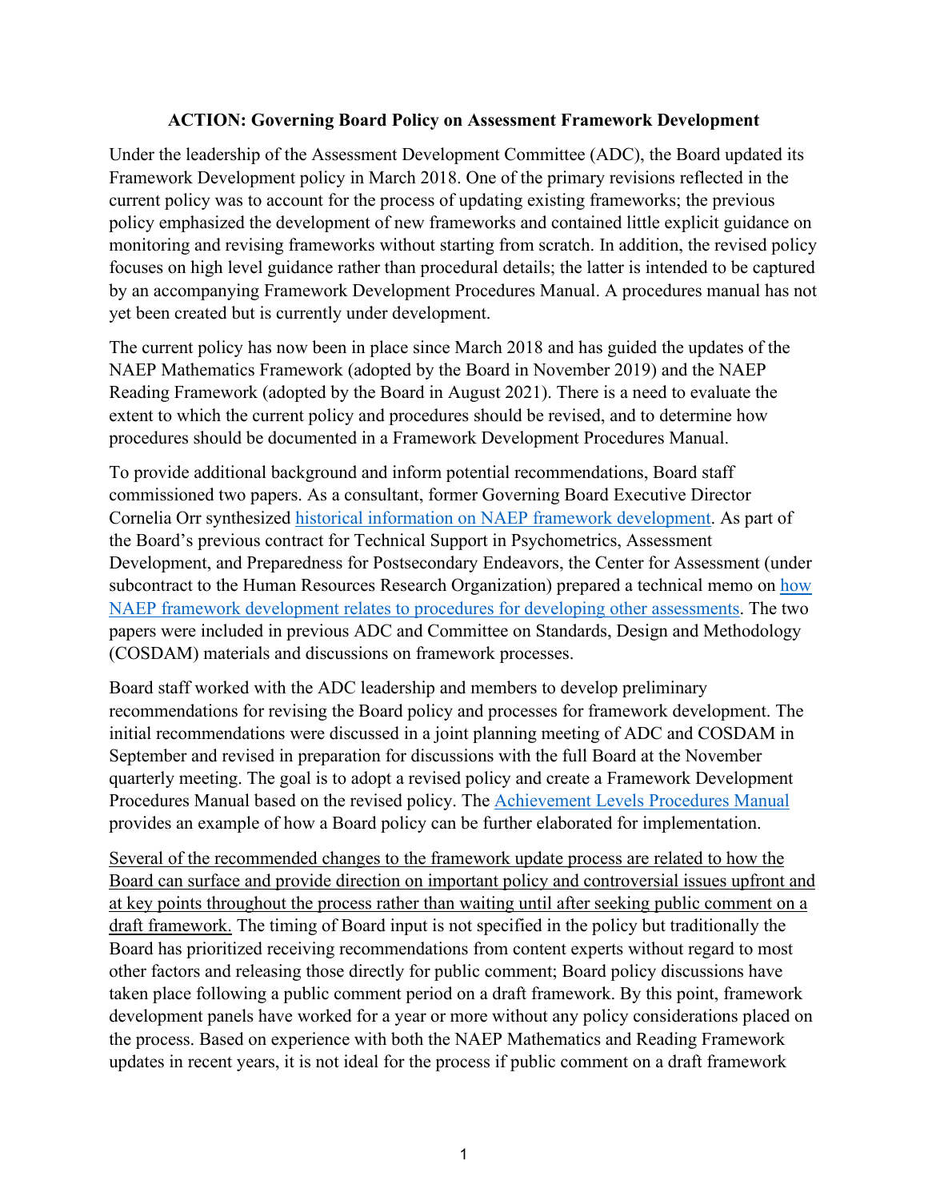**ACTION: Governing Board Policy on Assessment Framework Development**

Under the leadership of the Assessment Development Committee (ADC), the Board updated its Framework Development policy in March 2018. One of the primary revisions reflected in the current policy was to account for the process of updating existing frameworks; the previous policy emphasized the development of new frameworks and contained little explicit guidance on monitoring and revising frameworks without starting from scratch. In addition, the revised policy focuses on high level guidance rather than procedural details; the latter is intended to be captured by an accompanying Framework Development Procedures Manual. A procedures manual has not yet been created but is currently under development.

The current policy has now been in place since March 2018 and has guided the updates of the NAEP Mathematics Framework (adopted by the Board in November 2019) and the NAEP Reading Framework (adopted by the Board in August 2021). There is a need to evaluate the extent to which the current policy and procedures should be revised, and to determine how procedures should be documented in a Framework Development Procedures Manual.

To provide additional background and inform potential recommendations, Board staff commissioned two papers. As a consultant, former Governing Board Executive Director Cornelia Orr synthesized historical information on NAEP framework development. As part of the Board's previous contract for Technical Support in Psychometrics, Assessment Development, and Preparedness for Postsecondary Endeavors, the Center for Assessment (under subcontract to the Human Resources Research Organization) prepared a technical memo on how NAEP framework development relates to procedures for developing other assessments. The two papers were included in previous ADC and Committee on Standards, Design and Methodology (COSDAM) materials and discussions on framework processes.

Board staff worked with the ADC leadership and members to develop preliminary recommendations for revising the Board policy and processes for framework development. The initial recommendations were discussed in a joint planning meeting of ADC and COSDAM in September and revised in preparation for discussions with the full Board at the November quarterly meeting. The goal is to adopt a revised policy and create a Framework Development Procedures Manual based on the revised policy. The Achievement Levels Procedures Manual provides an example of how a Board policy can be further elaborated for implementation.

Several of the recommended changes to the framework update process are related to how the Board can surface and provide direction on important policy and controversial issues upfront and at key points throughout the process rather than waiting until after seeking public comment on a draft framework. The timing of Board input is not specified in the policy but traditionally the Board has prioritized receiving recommendations from content experts without regard to most other factors and releasing those directly for public comment; Board policy discussions have taken place following a public comment period on a draft framework. By this point, framework development panels have worked for a year or more without any policy considerations placed on the process. Based on experience with both the NAEP Mathematics and Reading Framework updates in recent years, it is not ideal for the process if public comment on a draft framework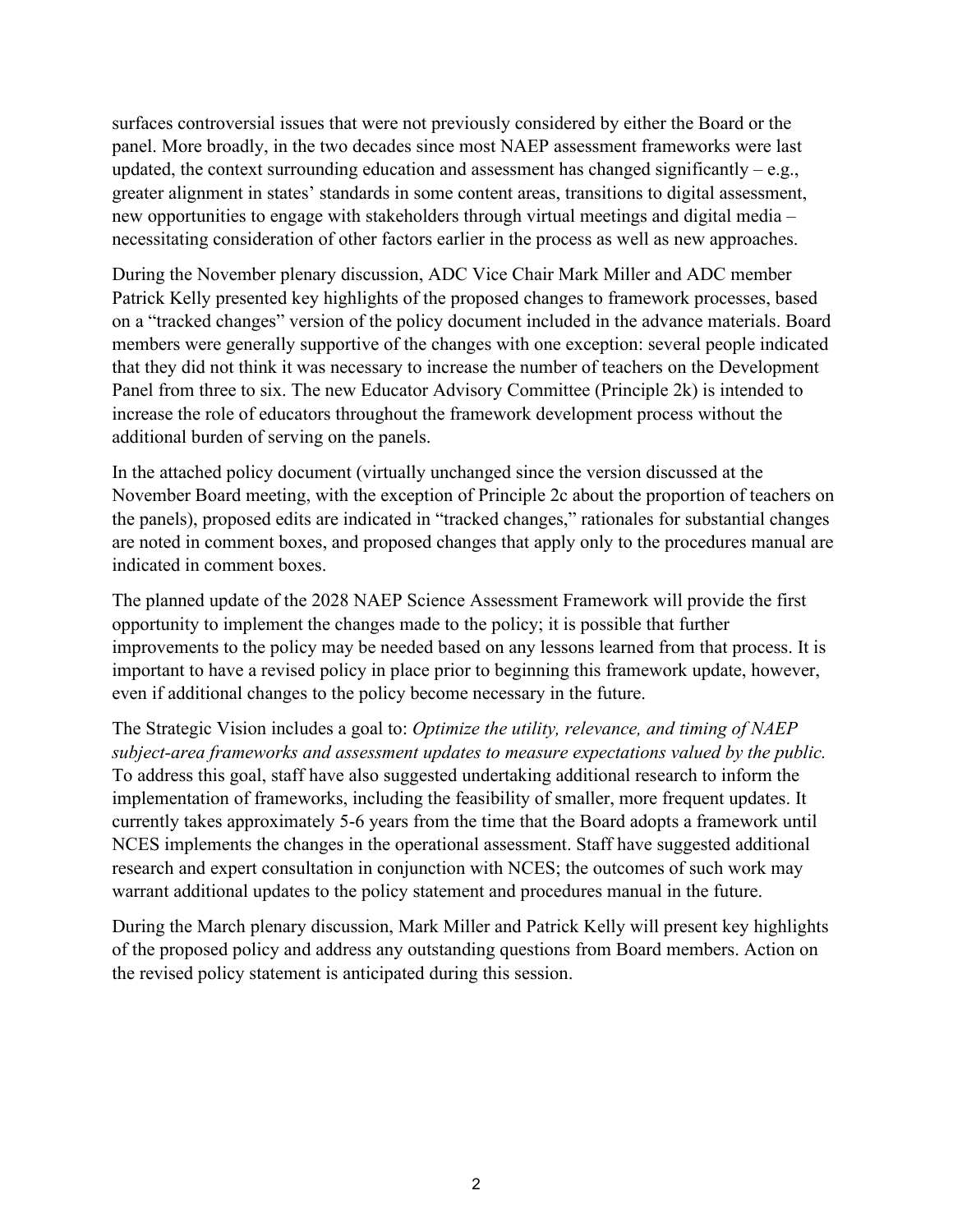surfaces controversial issues that were not previously considered by either the Board or the panel. More broadly, in the two decades since most NAEP assessment frameworks were last updated, the context surrounding education and assessment has changed significantly – e.g., greater alignment in states' standards in some content areas, transitions to digital assessment, new opportunities to engage with stakeholders through virtual meetings and digital media – necessitating consideration of other factors earlier in the process as well as new approaches.

During the November plenary discussion, ADC Vice Chair Mark Miller and ADC member Patrick Kelly presented key highlights of the proposed changes to framework processes, based on a "tracked changes" version of the policy document included in the advance materials. Board members were generally supportive of the changes with one exception: several people indicated that they did not think it was necessary to increase the number of teachers on the Development Panel from three to six. The new Educator Advisory Committee (Principle 2k) is intended to increase the role of educators throughout the framework development process without the additional burden of serving on the panels.

In the attached policy document (virtually unchanged since the version discussed at the November Board meeting, with the exception of Principle 2c about the proportion of teachers on the panels), proposed edits are indicated in "tracked changes," rationales for substantial changes are noted in comment boxes, and proposed changes that apply only to the procedures manual are indicated in comment boxes.

The planned update of the 2028 NAEP Science Assessment Framework will provide the first opportunity to implement the changes made to the policy; it is possible that further improvements to the policy may be needed based on any lessons learned from that process. It is important to have a revised policy in place prior to beginning this framework update, however, even if additional changes to the policy become necessary in the future.

The Strategic Vision includes a goal to: *Optimize the utility, relevance, and timing of NAEP subject-area frameworks and assessment updates to measure expectations valued by the public.* To address this goal, staff have also suggested undertaking additional research to inform the implementation of frameworks, including the feasibility of smaller, more frequent updates. It currently takes approximately 5-6 years from the time that the Board adopts a framework until NCES implements the changes in the operational assessment. Staff have suggested additional research and expert consultation in conjunction with NCES; the outcomes of such work may warrant additional updates to the policy statement and procedures manual in the future.

During the March plenary discussion, Mark Miller and Patrick Kelly will present key highlights of the proposed policy and address any outstanding questions from Board members. Action on the revised policy statement is anticipated during this session.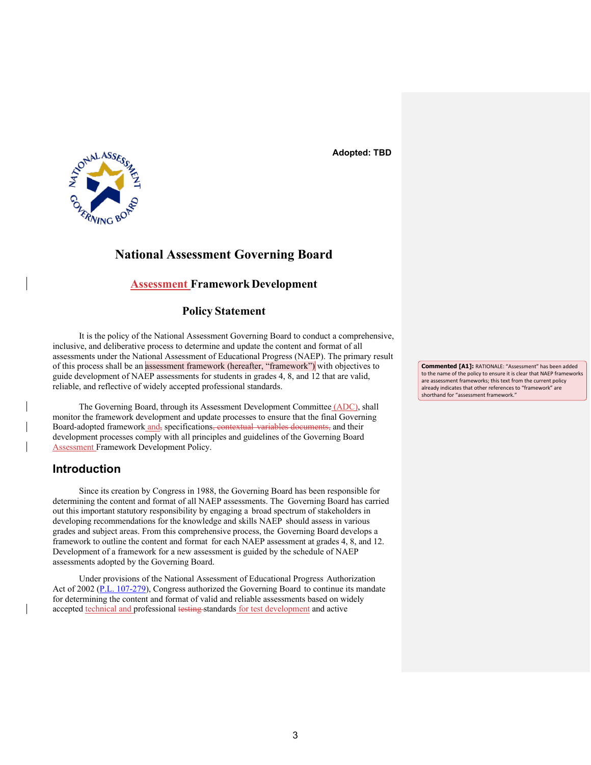Adopted: TBD

# National Assessment Governing Board

## Assessment Framework Development

## Policy Statement

It is the policy of the National Assessment Governing Board to conduct a comprehensive, inclusive, and deliberative process to determine and update the content and format of all assessments under the National Assessment of Educational Progress (NAEP). The primary result of this process shall be an assessment framework (hereafter, "framework") with objectives to guide development of NAEP assessments for students in grades 4, 8, and 12 that are valid, reliable, and reflective of widely accepted professional standards.

The Governing Board, through its Assessment Development Committee (ADC), shall monitor the framework development and update processes to ensure that the final Governing Board-adopted framework and, specifications, contextual variables documents, and their development processes comply with all principles and guidelines of the Governing Board Assessment Framework Development Policy.

**Commented [A1]:** RATIONALE: "Assessment" has been added to the name of the policy to ensure it is clear that NAEP frameworks are assessment frameworks; this text from the current policy already indicates that other references to "framework" are shorthand for "assessment framework."

## Introduction

Since its creation by Congress in 1988, the Governing Board has been responsible for determining the content and format of all NAEP assessments. The Governing Board has carried out this important statutory responsibility by engaging a broad spectrum of stakeholders in developing recommendations for the knowledge and skills NAEP should assess in various grades and subject areas. From this comprehensive process, the Governing Board develops a framework to outline the content and format for each NAEP assessment at grades 4, 8, and 12. Development of a framework for a new assessment is guided by the schedule of NAEP assessments adopted by the Governing Board.

Under provisions of the National Assessment of Educational Progress Authorization Act of 2002 (P.L. 107-279), Congress authorized the Governing Board to continue its mandate for determining the content and format of valid and reliable assessments based on widely accepted technical and professional testing standards for test development and active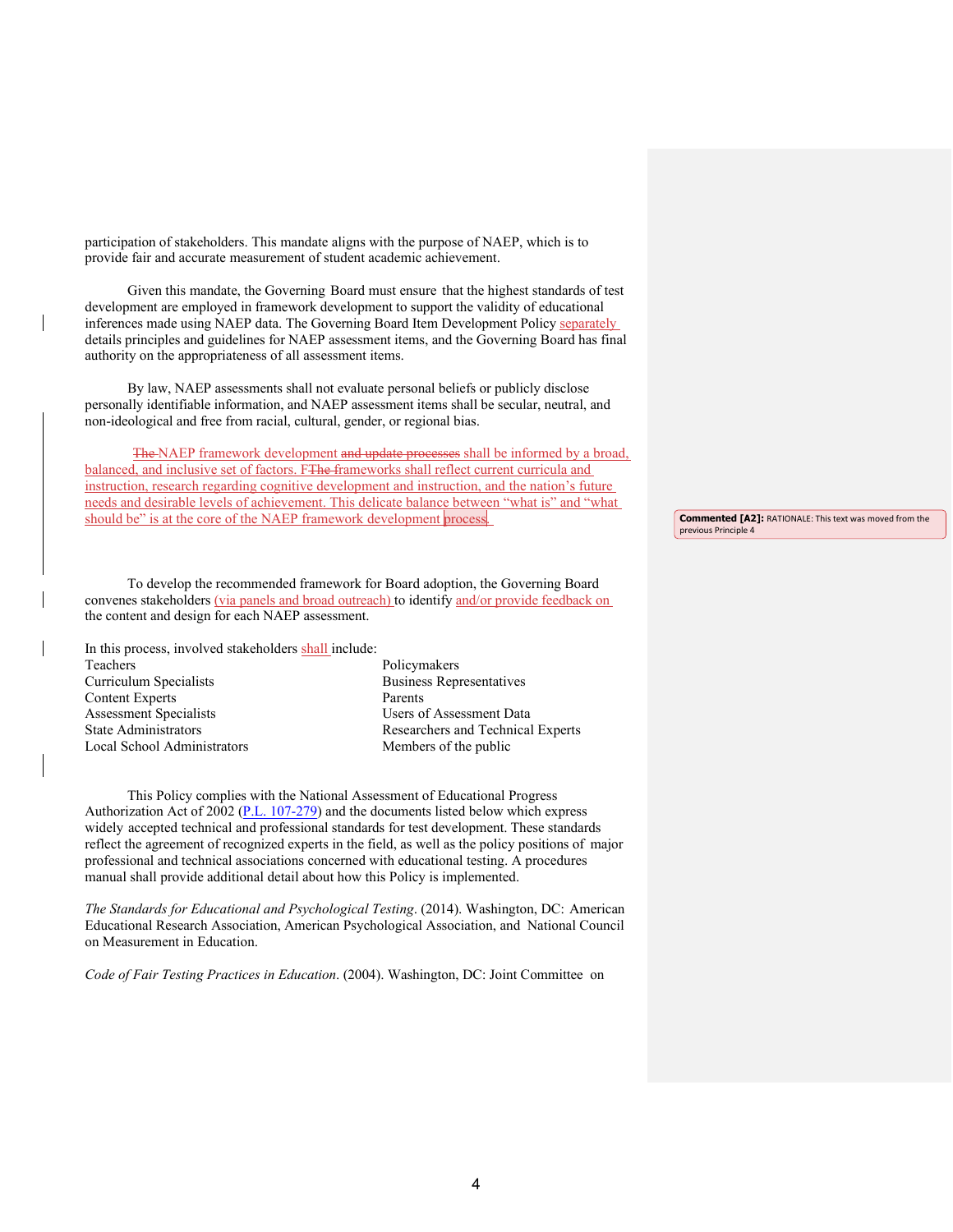participation of stakeholders. This mandate aligns with the purpose of NAEP, which is to provide fair and accurate measurement of student academic achievement.

Given this mandate, the Governing Board must ensure that the highest standards of test development are employed in framework development to support the validity of educational inferences made using NAEP data. The Governing Board Item Development Policy separately details principles and guidelines for NAEP assessment items, and the Governing Board has final authority on the appropriateness of all assessment items.

By law, NAEP assessments shall not evaluate personal beliefs or publicly disclose personally identifiable information, and NAEP assessment items shall be secular, neutral, and non-ideological and free from racial, cultural, gender, or regional bias.

~~The~~ NAEP framework development ~~and update processes~~ shall be informed by a broad, balanced, and inclusive set of factors. F~~The f~~rameworks shall reflect current curricula and instruction, research regarding cognitive development and instruction, and the nation's future needs and desirable levels of achievement. This delicate balance between "what is" and "what should be" is at the core of the NAEP framework development process.

> **Commented [A2]:** RATIONALE: This text was moved from the previous Principle 4

To develop the recommended framework for Board adoption, the Governing Board convenes stakeholders (via panels and broad outreach) to identify and/or provide feedback on the content and design for each NAEP assessment.

In this process, involved stakeholders shall include:

| | |
|---|---|
| Teachers | Policymakers |
| Curriculum Specialists | Business Representatives |
| Content Experts | Parents |
| Assessment Specialists | Users of Assessment Data |
| State Administrators | Researchers and Technical Experts |
| Local School Administrators | Members of the public |

This Policy complies with the National Assessment of Educational Progress Authorization Act of 2002 (P.L. 107-279) and the documents listed below which express widely accepted technical and professional standards for test development. These standards reflect the agreement of recognized experts in the field, as well as the policy positions of major professional and technical associations concerned with educational testing. A procedures manual shall provide additional detail about how this Policy is implemented.

*The Standards for Educational and Psychological Testing*. (2014). Washington, DC: American Educational Research Association, American Psychological Association, and National Council on Measurement in Education.

*Code of Fair Testing Practices in Education*. (2004). Washington, DC: Joint Committee on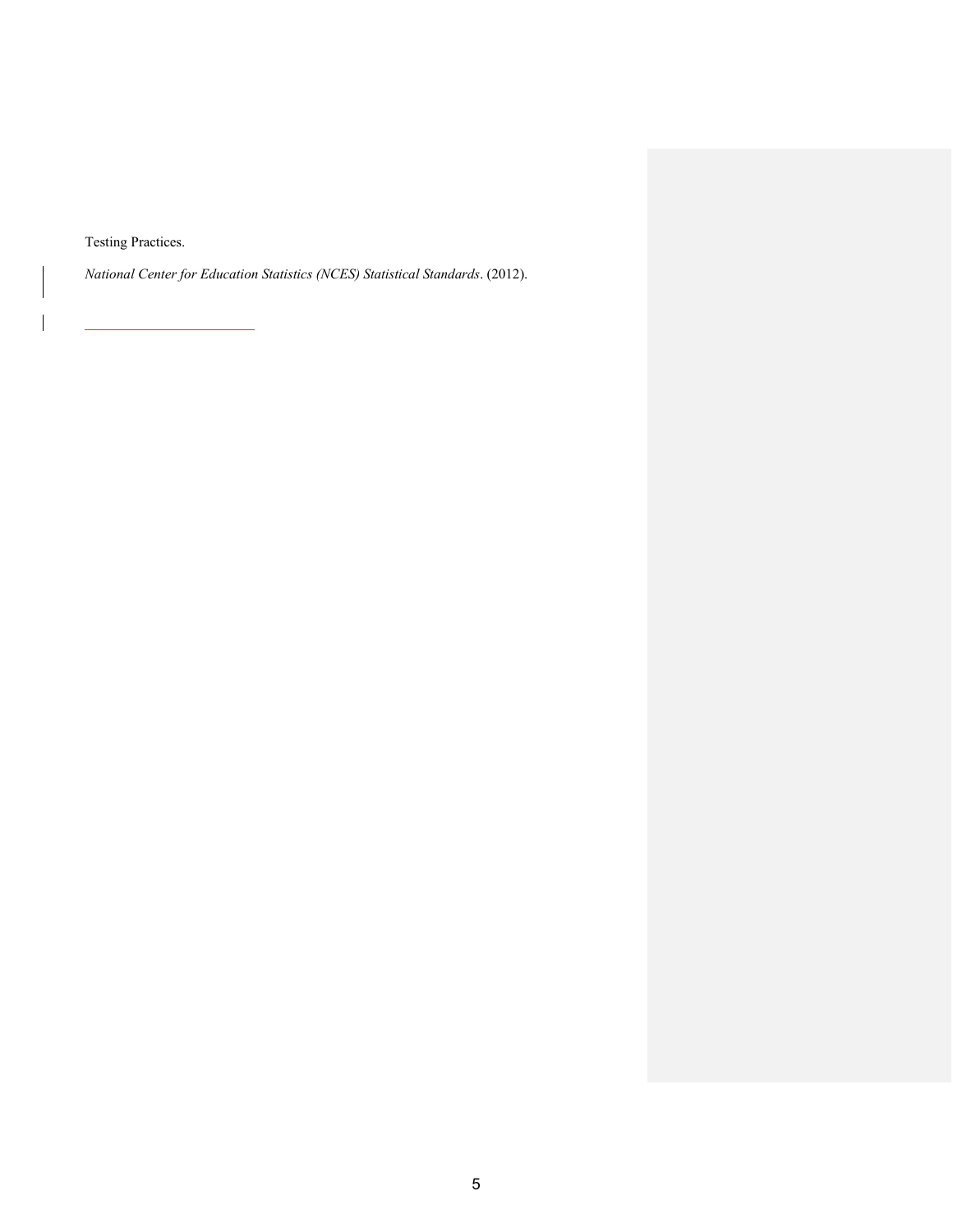Testing Practices.

*National Center for Education Statistics (NCES) Statistical Standards*. (2012).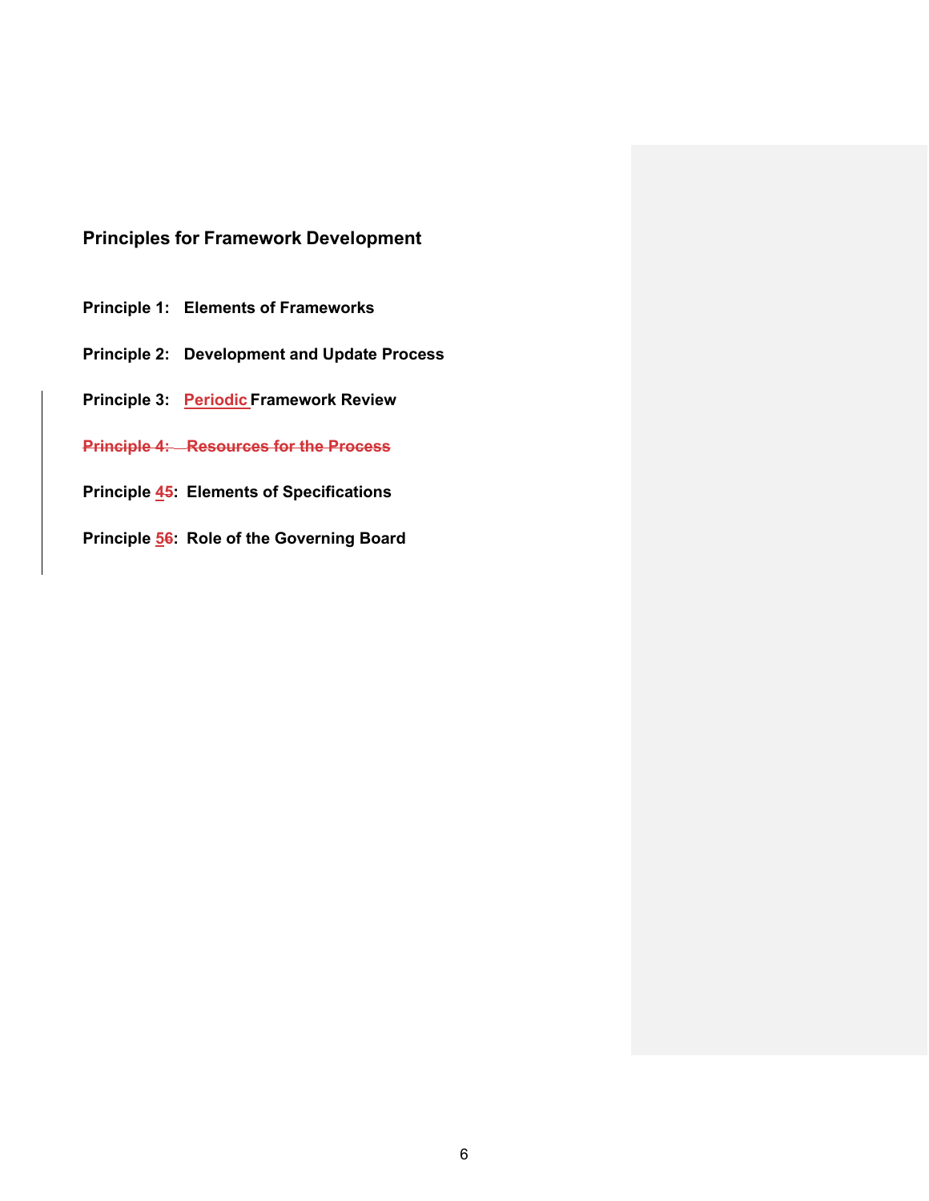## Principles for Framework Development

**Principle 1: Elements of Frameworks**

**Principle 2: Development and Update Process**

**Principle 3: Periodic Framework Review**

~~**Principle 4: Resources for the Process**~~

**Principle 45: Elements of Specifications**

**Principle 56: Role of the Governing Board**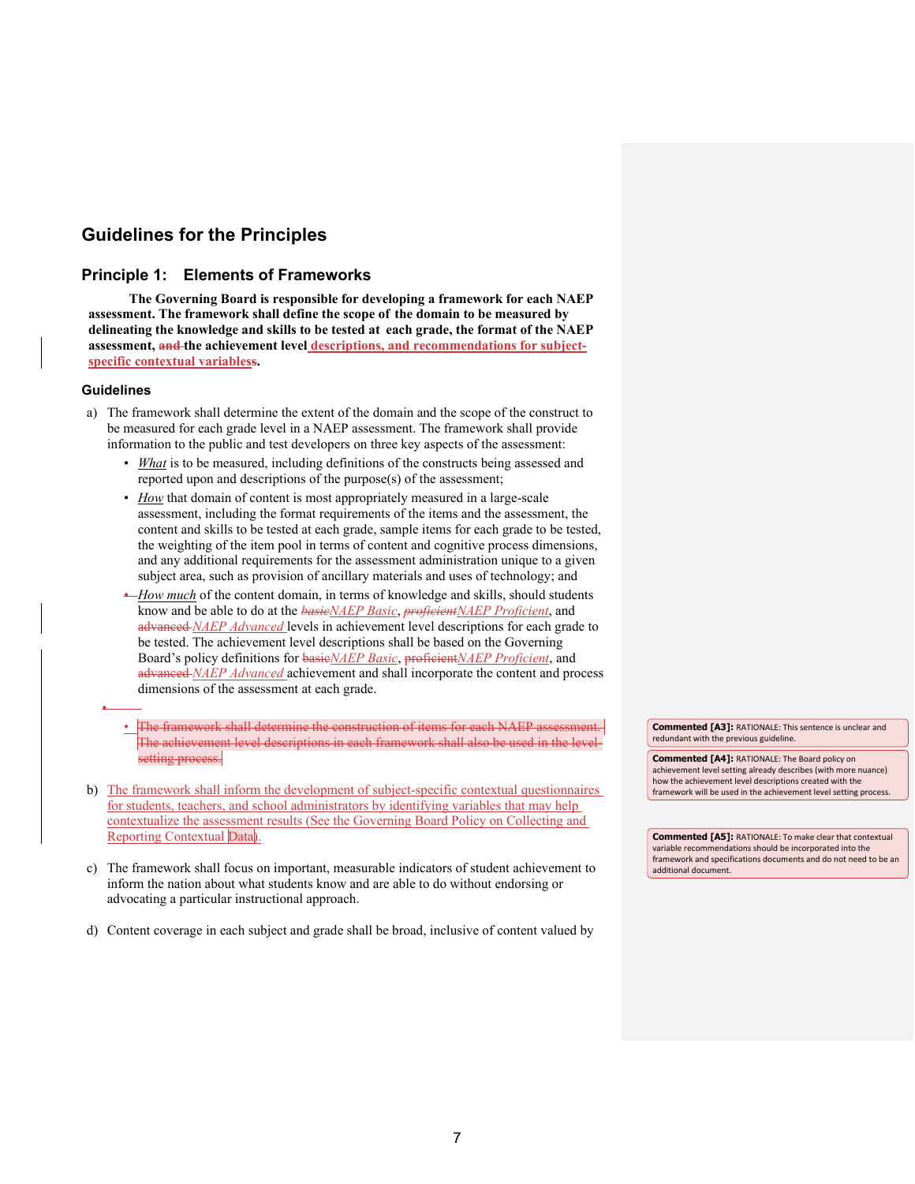## Guidelines for the Principles

### Principle 1: Elements of Frameworks

**The Governing Board is responsible for developing a framework for each NAEP assessment. The framework shall define the scope of the domain to be measured by delineating the knowledge and skills to be tested at each grade, the format of the NAEP assessment, ~~and~~ the achievement level descriptions, and recommendations for subject-specific contextual variables~~s~~.**

#### Guidelines

a) The framework shall determine the extent of the domain and the scope of the construct to be measured for each grade level in a NAEP assessment. The framework shall provide information to the public and test developers on three key aspects of the assessment:

- *What* is to be measured, including definitions of the constructs being assessed and reported upon and descriptions of the purpose(s) of the assessment;
- *How* that domain of content is most appropriately measured in a large-scale assessment, including the format requirements of the items and the assessment, the content and skills to be tested at each grade, sample items for each grade to be tested, the weighting of the item pool in terms of content and cognitive process dimensions, and any additional requirements for the assessment administration unique to a given subject area, such as provision of ancillary materials and uses of technology; and
- *How much* of the content domain, in terms of knowledge and skills, should students know and be able to do at the ~~basic~~*NAEP Basic*, ~~proficient~~*NAEP Proficient*, and ~~advanced~~ *NAEP Advanced* levels in achievement level descriptions for each grade to be tested. The achievement level descriptions shall be based on the Governing Board's policy definitions for ~~basic~~*NAEP Basic*, ~~proficient~~*NAEP Proficient*, and ~~advanced~~ *NAEP Advanced* achievement and shall incorporate the content and process dimensions of the assessment at each grade.

- ~~The framework shall determine the construction of items for each NAEP assessment. The achievement level descriptions in each framework shall also be used in the level-setting process.~~

b) The framework shall inform the development of subject-specific contextual questionnaires for students, teachers, and school administrators by identifying variables that may help contextualize the assessment results (See the Governing Board Policy on Collecting and Reporting Contextual Data).

c) The framework shall focus on important, measurable indicators of student achievement to inform the nation about what students know and are able to do without endorsing or advocating a particular instructional approach.

d) Content coverage in each subject and grade shall be broad, inclusive of content valued by

**Commented [A3]:** RATIONALE: This sentence is unclear and redundant with the previous guideline.

**Commented [A4]:** RATIONALE: The Board policy on achievement level setting already describes (with more nuance) how the achievement level descriptions created with the framework will be used in the achievement level setting process.

**Commented [A5]:** RATIONALE: To make clear that contextual variable recommendations should be incorporated into the framework and specifications documents and do not need to be an additional document.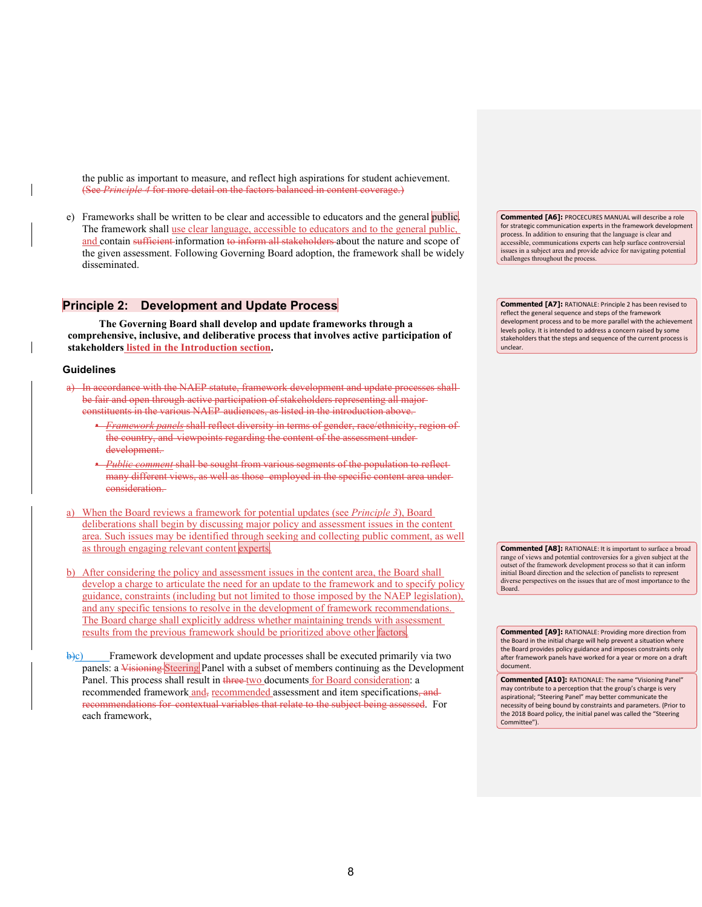the public as important to measure, and reflect high aspirations for student achievement. (See *Principle 4* for more detail on the factors balanced in content coverage.)

e) Frameworks shall be written to be clear and accessible to educators and the general public. The framework shall use clear language, accessible to educators and to the general public, and contain sufficient information to inform all stakeholders about the nature and scope of the given assessment. Following Governing Board adoption, the framework shall be widely disseminated.

## Principle 2: Development and Update Process

**The Governing Board shall develop and update frameworks through a comprehensive, inclusive, and deliberative process that involves active participation of stakeholders listed in the Introduction section.**

### Guidelines

a) In accordance with the NAEP statute, framework development and update processes shall be fair and open through active participation of stakeholders representing all major constituents in the various NAEP audiences, as listed in the introduction above.

- *Framework panels* shall reflect diversity in terms of gender, race/ethnicity, region of the country, and viewpoints regarding the content of the assessment under development.
- *Public comment* shall be sought from various segments of the population to reflect many different views, as well as those employed in the specific content area under consideration.

a) When the Board reviews a framework for potential updates (see *Principle 3*), Board deliberations shall begin by discussing major policy and assessment issues in the content area. Such issues may be identified through seeking and collecting public comment, as well as through engaging relevant content experts.

b) After considering the policy and assessment issues in the content area, the Board shall develop a charge to articulate the need for an update to the framework and to specify policy guidance, constraints (including but not limited to those imposed by the NAEP legislation), and any specific tensions to resolve in the development of framework recommendations. The Board charge shall explicitly address whether maintaining trends with assessment results from the previous framework should be prioritized above other factors.

b)c) Framework development and update processes shall be executed primarily via two panels: a Visioning Steering Panel with a subset of members continuing as the Development Panel. This process shall result in three two documents for Board consideration: a recommended framework and, recommended assessment and item specifications, and recommendations for contextual variables that relate to the subject being assessed. For each framework,

---

**Commented [A6]:** PROCECURES MANUAL will describe a role for strategic communication experts in the framework development process. In addition to ensuring that the language is clear and accessible, communications experts can help surface controversial issues in a subject area and provide advice for navigating potential challenges throughout the process.

**Commented [A7]:** RATIONALE: Principle 2 has been revised to reflect the general sequence and steps of the framework development process and to be more parallel with the achievement levels policy. It is intended to address a concern raised by some stakeholders that the steps and sequence of the current process is unclear.

**Commented [A8]:** RATIONALE: It is important to surface a broad range of views and potential controversies for a given subject at the outset of the framework development process so that it can inform initial Board direction and the selection of panelists to represent diverse perspectives on the issues that are of most importance to the Board.

**Commented [A9]:** RATIONALE: Providing more direction from the Board in the initial charge will help prevent a situation where the Board provides policy guidance and imposes constraints only after framework panels have worked for a year or more on a draft document.

**Commented [A10]:** RATIONALE: The name "Visioning Panel" may contribute to a perception that the group's charge is very aspirational; "Steering Panel" may better communicate the necessity of being bound by constraints and parameters. (Prior to the 2018 Board policy, the initial panel was called the "Steering Committee").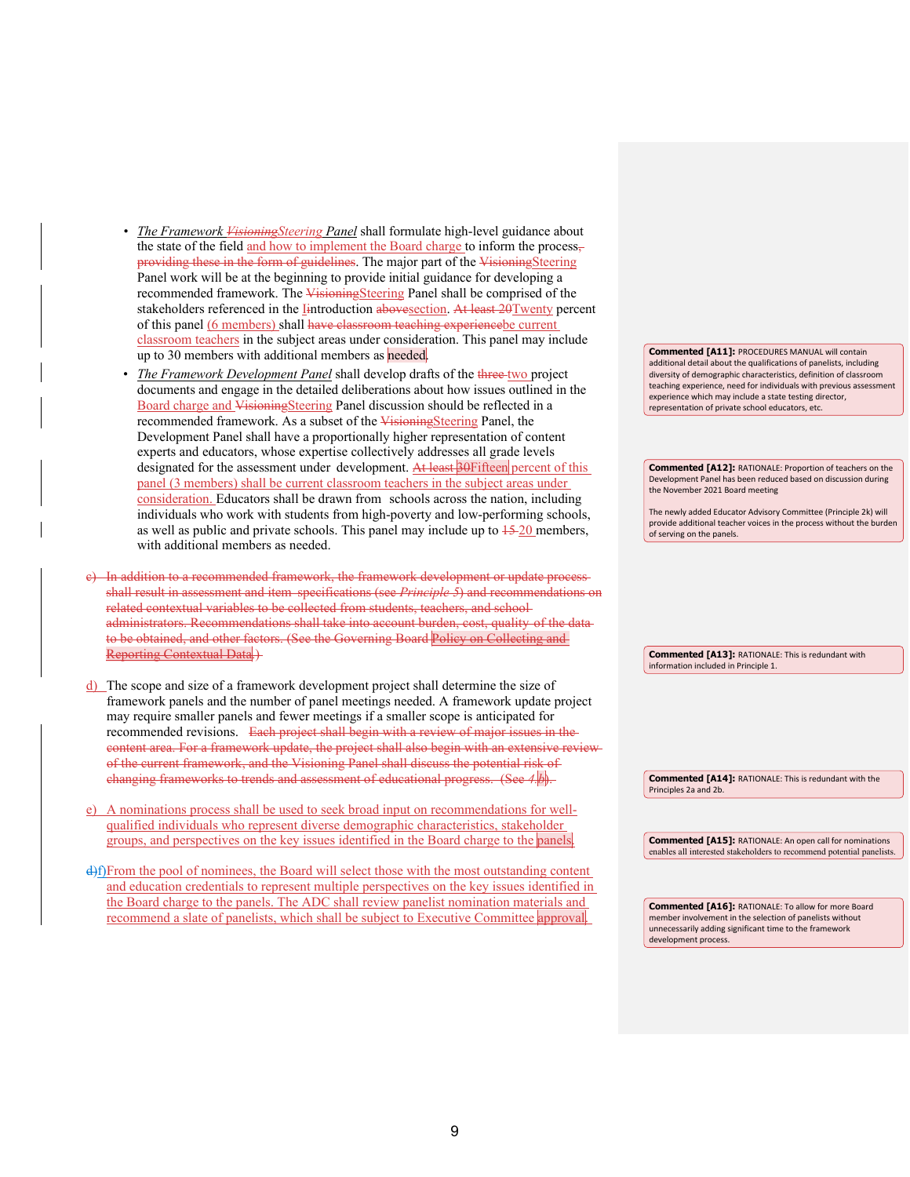- *The Framework ~~Visioning~~Steering Panel* shall formulate high-level guidance about the state of the field and how to implement the Board charge to inform the process~~, providing these in the form of guidelines~~. The major part of the ~~Visioning~~Steering Panel work will be at the beginning to provide initial guidance for developing a recommended framework. The ~~Visioning~~Steering Panel shall be comprised of the stakeholders referenced in the ~~I~~introduction ~~above~~section. ~~At least 20~~Twenty percent of this panel (6 members) shall ~~have classroom teaching experience~~be current classroom teachers in the subject areas under consideration. This panel may include up to 30 members with additional members as needed.
- *The Framework Development Panel* shall develop drafts of the ~~three~~ two project documents and engage in the detailed deliberations about how issues outlined in the Board charge and ~~Visioning~~Steering Panel discussion should be reflected in a recommended framework. As a subset of the ~~Visioning~~Steering Panel, the Development Panel shall have a proportionally higher representation of content experts and educators, whose expertise collectively addresses all grade levels designated for the assessment under development. ~~At least 30~~Fifteen percent of this panel (3 members) shall be current classroom teachers in the subject areas under consideration. Educators shall be drawn from schools across the nation, including individuals who work with students from high-poverty and low-performing schools, as well as public and private schools. This panel may include up to ~~15~~ 20 members, with additional members as needed.

~~c) In addition to a recommended framework, the framework development or update process shall result in assessment and item specifications (see *Principle 5*) and recommendations on related contextual variables to be collected from students, teachers, and school administrators. Recommendations shall take into account burden, cost, quality of the data to be obtained, and other factors. (See the Governing Board Policy on Collecting and Reporting Contextual Data.)~~

d) The scope and size of a framework development project shall determine the size of framework panels and the number of panel meetings needed. A framework update project may require smaller panels and fewer meetings if a smaller scope is anticipated for recommended revisions. ~~Each project shall begin with a review of major issues in the content area. For a framework update, the project shall also begin with an extensive review of the current framework, and the Visioning Panel shall discuss the potential risk of changing frameworks to trends and assessment of educational progress. (See 4.b).~~

e) A nominations process shall be used to seek broad input on recommendations for well-qualified individuals who represent diverse demographic characteristics, stakeholder groups, and perspectives on the key issues identified in the Board charge to the panels.

~~d)~~f) From the pool of nominees, the Board will select those with the most outstanding content and education credentials to represent multiple perspectives on the key issues identified in the Board charge to the panels. The ADC shall review panelist nomination materials and recommend a slate of panelists, which shall be subject to Executive Committee approval.

**Commented [A11]:** PROCEDURES MANUAL will contain additional detail about the qualifications of panelists, including diversity of demographic characteristics, definition of classroom teaching experience, need for individuals with previous assessment experience which may include a state testing director, representation of private school educators, etc.

**Commented [A12]:** RATIONALE: Proportion of teachers on the Development Panel has been reduced based on discussion during the November 2021 Board meeting

The newly added Educator Advisory Committee (Principle 2k) will provide additional teacher voices in the process without the burden of serving on the panels.

**Commented [A13]:** RATIONALE: This is redundant with information included in Principle 1.

**Commented [A14]:** RATIONALE: This is redundant with the Principles 2a and 2b.

**Commented [A15]:** RATIONALE: An open call for nominations enables all interested stakeholders to recommend potential panelists.

**Commented [A16]:** RATIONALE: To allow for more Board member involvement in the selection of panelists without unnecessarily adding significant time to the framework development process.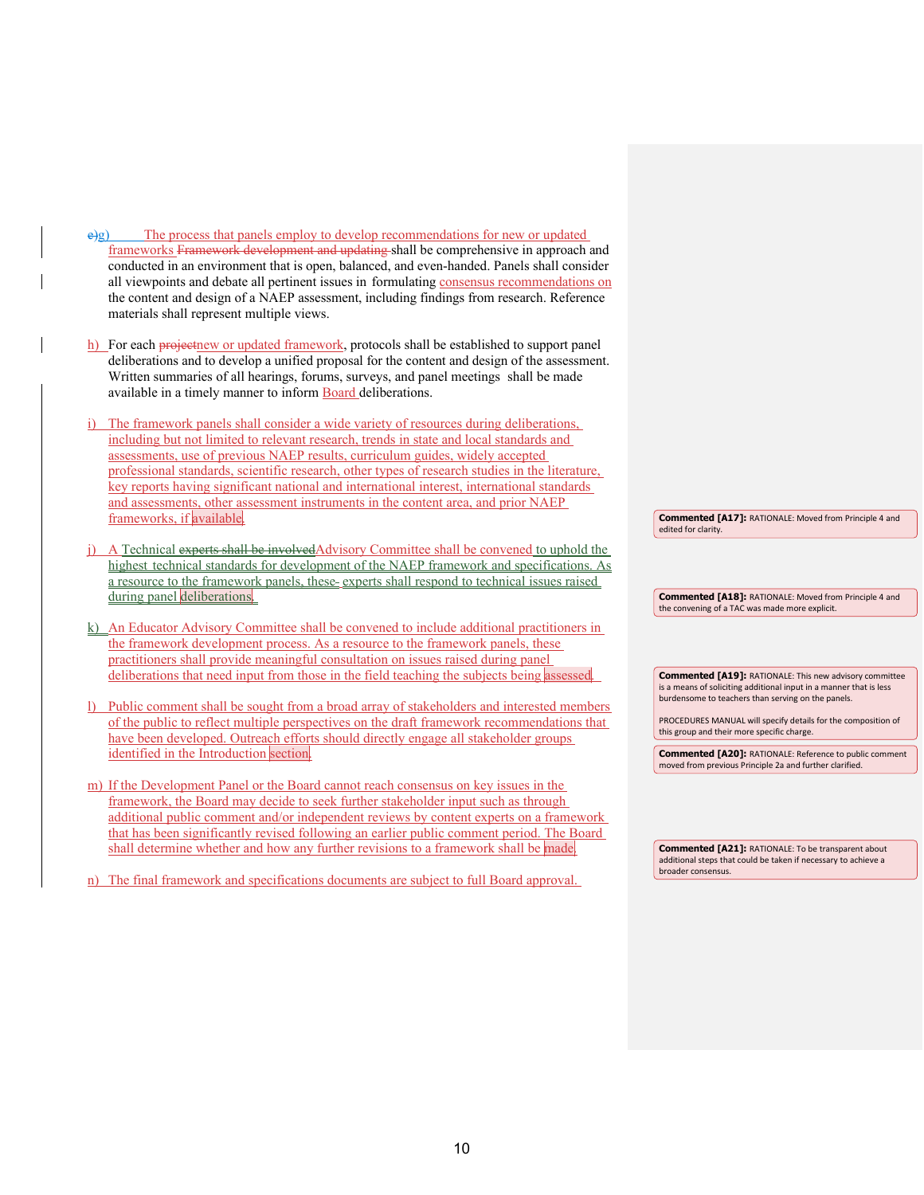g) The process that panels employ to develop recommendations for new or updated frameworks shall be comprehensive in approach and conducted in an environment that is open, balanced, and even-handed. Panels shall consider all viewpoints and debate all pertinent issues in formulating consensus recommendations on the content and design of a NAEP assessment, including findings from research. Reference materials shall represent multiple views.

h) For each new or updated framework, protocols shall be established to support panel deliberations and to develop a unified proposal for the content and design of the assessment. Written summaries of all hearings, forums, surveys, and panel meetings shall be made available in a timely manner to inform Board deliberations.

i) The framework panels shall consider a wide variety of resources during deliberations, including but not limited to relevant research, trends in state and local standards and assessments, use of previous NAEP results, curriculum guides, widely accepted professional standards, scientific research, other types of research studies in the literature, key reports having significant national and international interest, international standards and assessments, other assessment instruments in the content area, and prior NAEP frameworks, if available.

j) A Technical Advisory Committee shall be convened to uphold the highest technical standards for development of the NAEP framework and specifications. As a resource to the framework panels, these experts shall respond to technical issues raised during panel deliberations.

k) An Educator Advisory Committee shall be convened to include additional practitioners in the framework development process. As a resource to the framework panels, these practitioners shall provide meaningful consultation on issues raised during panel deliberations that need input from those in the field teaching the subjects being assessed.

l) Public comment shall be sought from a broad array of stakeholders and interested members of the public to reflect multiple perspectives on the draft framework recommendations that have been developed. Outreach efforts should directly engage all stakeholder groups identified in the Introduction section.

m) If the Development Panel or the Board cannot reach consensus on key issues in the framework, the Board may decide to seek further stakeholder input such as through additional public comment and/or independent reviews by content experts on a framework that has been significantly revised following an earlier public comment period. The Board shall determine whether and how any further revisions to a framework shall be made.

n) The final framework and specifications documents are subject to full Board approval.

**Commented [A17]:** RATIONALE: Moved from Principle 4 and edited for clarity.

**Commented [A18]:** RATIONALE: Moved from Principle 4 and the convening of a TAC was made more explicit.

**Commented [A19]:** RATIONALE: This new advisory committee is a means of soliciting additional input in a manner that is less burdensome to teachers than serving on the panels.

PROCEDURES MANUAL will specify details for the composition of this group and their more specific charge.

**Commented [A20]:** RATIONALE: Reference to public comment moved from previous Principle 2a and further clarified.

**Commented [A21]:** RATIONALE: To be transparent about additional steps that could be taken if necessary to achieve a broader consensus.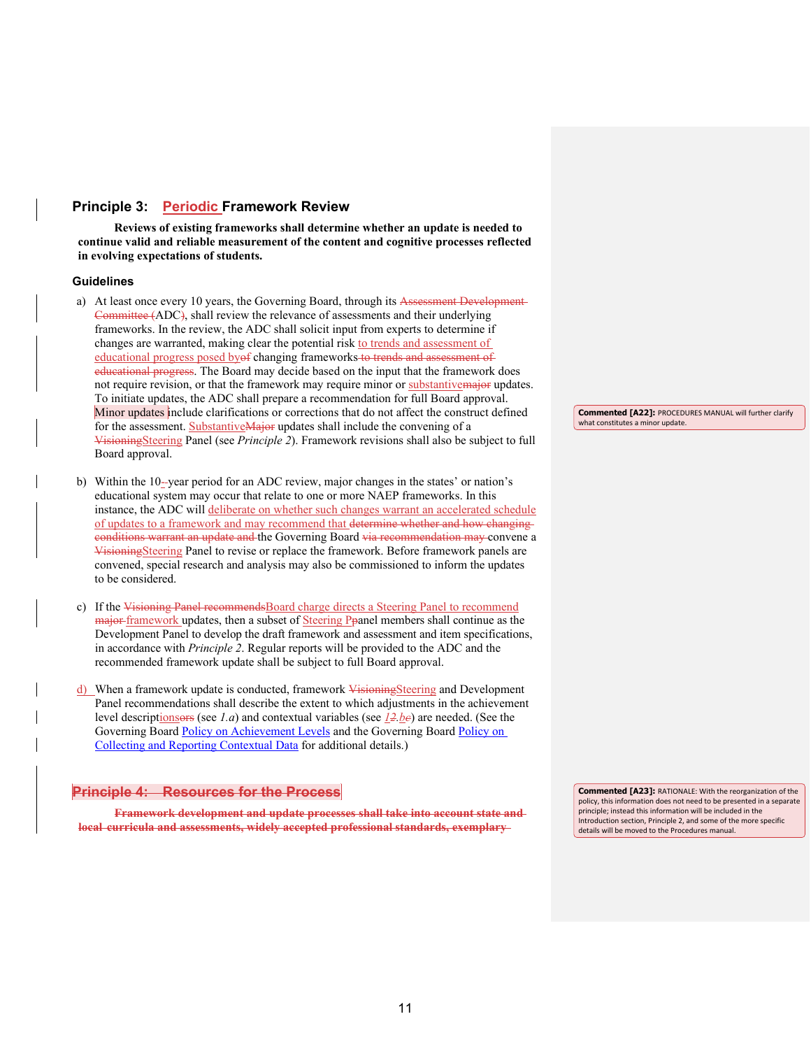## Principle 3: Periodic Framework Review

**Reviews of existing frameworks shall determine whether an update is needed to continue valid and reliable measurement of the content and cognitive processes reflected in evolving expectations of students.**

### Guidelines

a) At least once every 10 years, the Governing Board, through its ~~Assessment Development Committee (~~ADC~~)~~, shall review the relevance of assessments and their underlying frameworks. In the review, the ADC shall solicit input from experts to determine if changes are warranted, making clear the potential risk to trends and assessment of educational progress posed by~~of~~ changing frameworks~~ to trends and assessment of educational progress~~. The Board may decide based on the input that the framework does not require revision, or that the framework may require minor or substantive~~major~~ updates. To initiate updates, the ADC shall prepare a recommendation for full Board approval. Minor updates include clarifications or corrections that do not affect the construct defined for the assessment. Substantive~~Major~~ updates shall include the convening of a ~~Visioning~~Steering Panel (see *Principle 2*). Framework revisions shall also be subject to full Board approval.

b) Within the 10~~-~~-year period for an ADC review, major changes in the states' or nation's educational system may occur that relate to one or more NAEP frameworks. In this instance, the ADC will deliberate on whether such changes warrant an accelerated schedule of updates to a framework and may recommend that ~~determine whether and how changing conditions warrant an update and~~ the Governing Board ~~via recommendation may~~ convene a ~~Visioning~~Steering Panel to revise or replace the framework. Before framework panels are convened, special research and analysis may also be commissioned to inform the updates to be considered.

c) If the ~~Visioning Panel recommends~~Board charge directs a Steering Panel to recommend ~~major~~ framework updates, then a subset of Steering ~~P~~panel members shall continue as the Development Panel to develop the draft framework and assessment and item specifications, in accordance with *Principle 2*. Regular reports will be provided to the ADC and the recommended framework update shall be subject to full Board approval.

d) When a framework update is conducted, framework ~~Visioning~~Steering and Development Panel recommendations shall describe the extent to which adjustments in the achievement level descriptions~~ors~~ (see *1.a*) and contextual variables (see *1*~~2~~*.b*~~e~~) are needed. (See the Governing Board Policy on Achievement Levels and the Governing Board Policy on Collecting and Reporting Contextual Data for additional details.)

## ~~Principle 4: Resources for the Process~~

~~**Framework development and update processes shall take into account state and local curricula and assessments, widely accepted professional standards, exemplary**~~

> **Commented [A22]:** PROCEDURES MANUAL will further clarify what constitutes a minor update.

> **Commented [A23]:** RATIONALE: With the reorganization of the policy, this information does not need to be presented in a separate principle; instead this information will be included in the Introduction section, Principle 2, and some of the more specific details will be moved to the Procedures manual.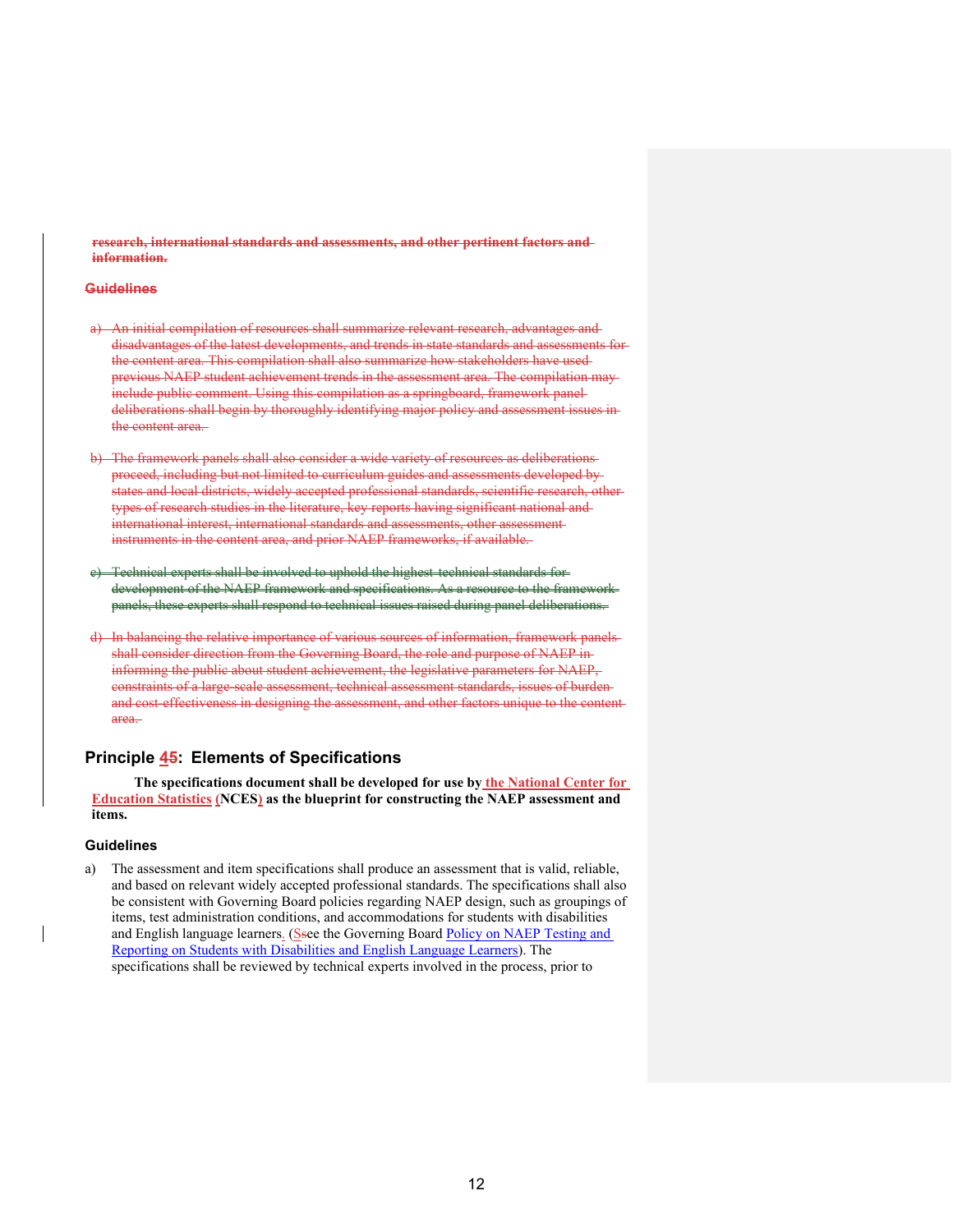**research, international standards and assessments, and other pertinent factors and information.**

### Guidelines

a) An initial compilation of resources shall summarize relevant research, advantages and disadvantages of the latest developments, and trends in state standards and assessments for the content area. This compilation shall also summarize how stakeholders have used previous NAEP student achievement trends in the assessment area. The compilation may include public comment. Using this compilation as a springboard, framework panel deliberations shall begin by thoroughly identifying major policy and assessment issues in the content area.

b) The framework panels shall also consider a wide variety of resources as deliberations proceed, including but not limited to curriculum guides and assessments developed by states and local districts, widely accepted professional standards, scientific research, other types of research studies in the literature, key reports having significant national and international interest, international standards and assessments, other assessment instruments in the content area, and prior NAEP frameworks, if available.

c) Technical experts shall be involved to uphold the highest technical standards for development of the NAEP framework and specifications. As a resource to the framework panels, these experts shall respond to technical issues raised during panel deliberations.

d) In balancing the relative importance of various sources of information, framework panels shall consider direction from the Governing Board, the role and purpose of NAEP in informing the public about student achievement, the legislative parameters for NAEP, constraints of a large-scale assessment, technical assessment standards, issues of burden and cost-effectiveness in designing the assessment, and other factors unique to the content area.

## Principle 45: Elements of Specifications

**The specifications document shall be developed for use by the National Center for Education Statistics (NCES) as the blueprint for constructing the NAEP assessment and items.**

### Guidelines

a) The assessment and item specifications shall produce an assessment that is valid, reliable, and based on relevant widely accepted professional standards. The specifications shall also be consistent with Governing Board policies regarding NAEP design, such as groupings of items, test administration conditions, and accommodations for students with disabilities and English language learners. (Ssee the Governing Board Policy on NAEP Testing and Reporting on Students with Disabilities and English Language Learners). The specifications shall be reviewed by technical experts involved in the process, prior to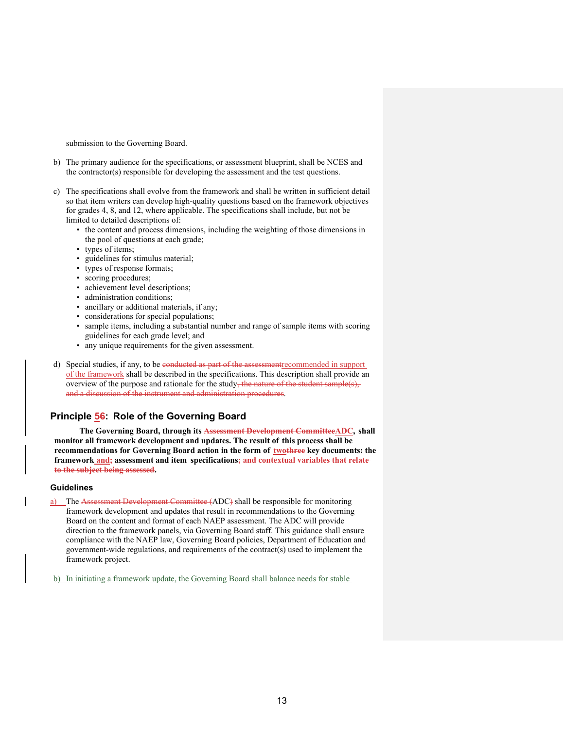submission to the Governing Board.

b) The primary audience for the specifications, or assessment blueprint, shall be NCES and the contractor(s) responsible for developing the assessment and the test questions.

c) The specifications shall evolve from the framework and shall be written in sufficient detail so that item writers can develop high-quality questions based on the framework objectives for grades 4, 8, and 12, where applicable. The specifications shall include, but not be limited to detailed descriptions of:
   - the content and process dimensions, including the weighting of those dimensions in the pool of questions at each grade;
   - types of items;
   - guidelines for stimulus material;
   - types of response formats;
   - scoring procedures;
   - achievement level descriptions;
   - administration conditions;
   - ancillary or additional materials, if any;
   - considerations for special populations;
   - sample items, including a substantial number and range of sample items with scoring guidelines for each grade level; and
   - any unique requirements for the given assessment.

d) Special studies, if any, to be ~~conducted as part of the assessment~~recommended in support of the framework shall be described in the specifications. This description shall provide an overview of the purpose and rationale for the study~~, the nature of the student sample(s), and a discussion of the instrument and administration procedures~~.

## Principle 5~~6~~: Role of the Governing Board

**The Governing Board, through its ~~Assessment Development Committee~~ADC, shall monitor all framework development and updates. The result of this process shall be recommendations for Governing Board action in the form of two~~three~~ key documents: the framework and~~;~~ assessment and item specifications~~; and contextual variables that relate to the subject being assessed~~.**

### Guidelines

a) The ~~Assessment Development Committee (~~ADC~~)~~ shall be responsible for monitoring framework development and updates that result in recommendations to the Governing Board on the content and format of each NAEP assessment. The ADC will provide direction to the framework panels, via Governing Board staff. This guidance shall ensure compliance with the NAEP law, Governing Board policies, Department of Education and government-wide regulations, and requirements of the contract(s) used to implement the framework project.

b) In initiating a framework update, the Governing Board shall balance needs for stable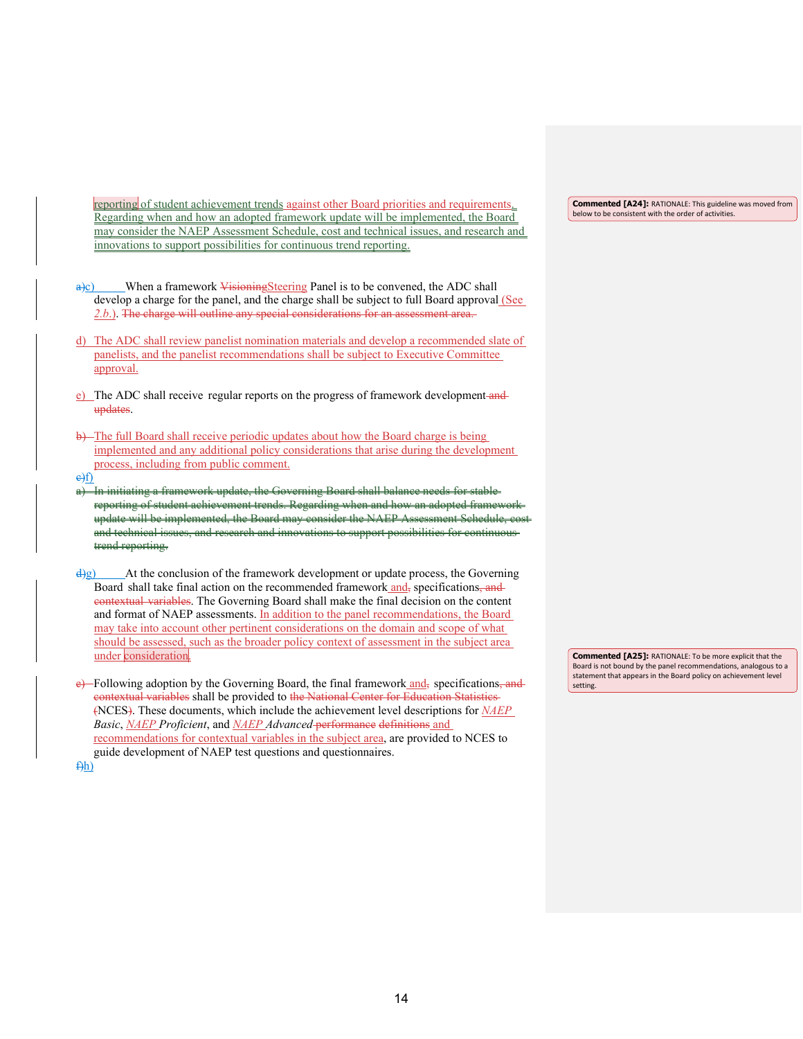reporting of student achievement trends against other Board priorities and requirements. Regarding when and how an adopted framework update will be implemented, the Board may consider the NAEP Assessment Schedule, cost and technical issues, and research and innovations to support possibilities for continuous trend reporting.

c) When a framework ~~Visioning~~Steering Panel is to be convened, the ADC shall develop a charge for the panel, and the charge shall be subject to full Board approval (See 2.b.). ~~The charge will outline any special considerations for an assessment area.~~

d) The ADC shall review panelist nomination materials and develop a recommended slate of panelists, and the panelist recommendations shall be subject to Executive Committee approval.

e) The ADC shall receive regular reports on the progress of framework development ~~and updates~~.

~~b)~~ The full Board shall receive periodic updates about how the Board charge is being implemented and any additional policy considerations that arise during the development process, including from public comment.

~~e)~~f)

~~a) In initiating a framework update, the Governing Board shall balance needs for stable reporting of student achievement trends. Regarding when and how an adopted framework update will be implemented, the Board may consider the NAEP Assessment Schedule, cost and technical issues, and research and innovations to support possibilities for continuous trend reporting.~~

~~d)~~g) At the conclusion of the framework development or update process, the Governing Board shall take final action on the recommended framework and~~,~~ specifications~~, and contextual variables~~. The Governing Board shall make the final decision on the content and format of NAEP assessments. In addition to the panel recommendations, the Board may take into account other pertinent considerations on the domain and scope of what should be assessed, such as the broader policy context of assessment in the subject area under consideration.

~~e)~~ Following adoption by the Governing Board, the final framework and~~,~~ specifications~~, and contextual variables~~ shall be provided to ~~the National Center for Education Statistics (~~NCES~~)~~. These documents, which include the achievement level descriptions for *NAEP Basic*, *NAEP Proficient*, and *NAEP Advanced* ~~performance definitions~~ and recommendations for contextual variables in the subject area, are provided to NCES to guide development of NAEP test questions and questionnaires.

~~f)~~h)

**Commented [A24]:** RATIONALE: This guideline was moved from below to be consistent with the order of activities.

**Commented [A25]:** RATIONALE: To be more explicit that the Board is not bound by the panel recommendations, analogous to a statement that appears in the Board policy on achievement level setting.